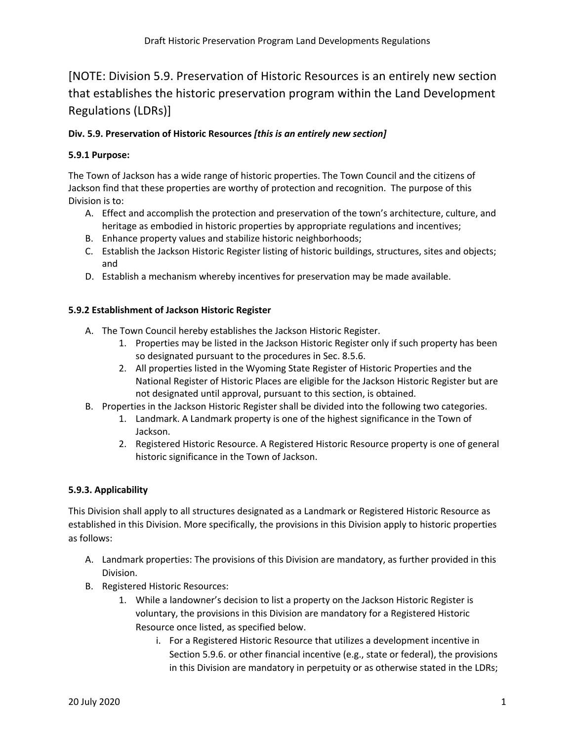# [NOTE: Division 5.9. Preservation of Historic Resources is an entirely new section that establishes the historic preservation program within the Land Development Regulations (LDRs)]

**Div. 5.9. Preservation of Historic Resources *[this is an entirely new section]***

**5.9.1 Purpose:**

The Town of Jackson has a wide range of historic properties. The Town Council and the citizens of Jackson find that these properties are worthy of protection and recognition. The purpose of this Division is to:

A. Effect and accomplish the protection and preservation of the town's architecture, culture, and heritage as embodied in historic properties by appropriate regulations and incentives;
B. Enhance property values and stabilize historic neighborhoods;
C. Establish the Jackson Historic Register listing of historic buildings, structures, sites and objects; and
D. Establish a mechanism whereby incentives for preservation may be made available.

**5.9.2 Establishment of Jackson Historic Register**

A. The Town Council hereby establishes the Jackson Historic Register.
   1. Properties may be listed in the Jackson Historic Register only if such property has been so designated pursuant to the procedures in Sec. 8.5.6.
   2. All properties listed in the Wyoming State Register of Historic Properties and the National Register of Historic Places are eligible for the Jackson Historic Register but are not designated until approval, pursuant to this section, is obtained.
B. Properties in the Jackson Historic Register shall be divided into the following two categories.
   1. Landmark. A Landmark property is one of the highest significance in the Town of Jackson.
   2. Registered Historic Resource. A Registered Historic Resource property is one of general historic significance in the Town of Jackson.

**5.9.3. Applicability**

This Division shall apply to all structures designated as a Landmark or Registered Historic Resource as established in this Division. More specifically, the provisions in this Division apply to historic properties as follows:

A. Landmark properties: The provisions of this Division are mandatory, as further provided in this Division.
B. Registered Historic Resources:
   1. While a landowner's decision to list a property on the Jackson Historic Register is voluntary, the provisions in this Division are mandatory for a Registered Historic Resource once listed, as specified below.
      i. For a Registered Historic Resource that utilizes a development incentive in Section 5.9.6. or other financial incentive (e.g., state or federal), the provisions in this Division are mandatory in perpetuity or as otherwise stated in the LDRs;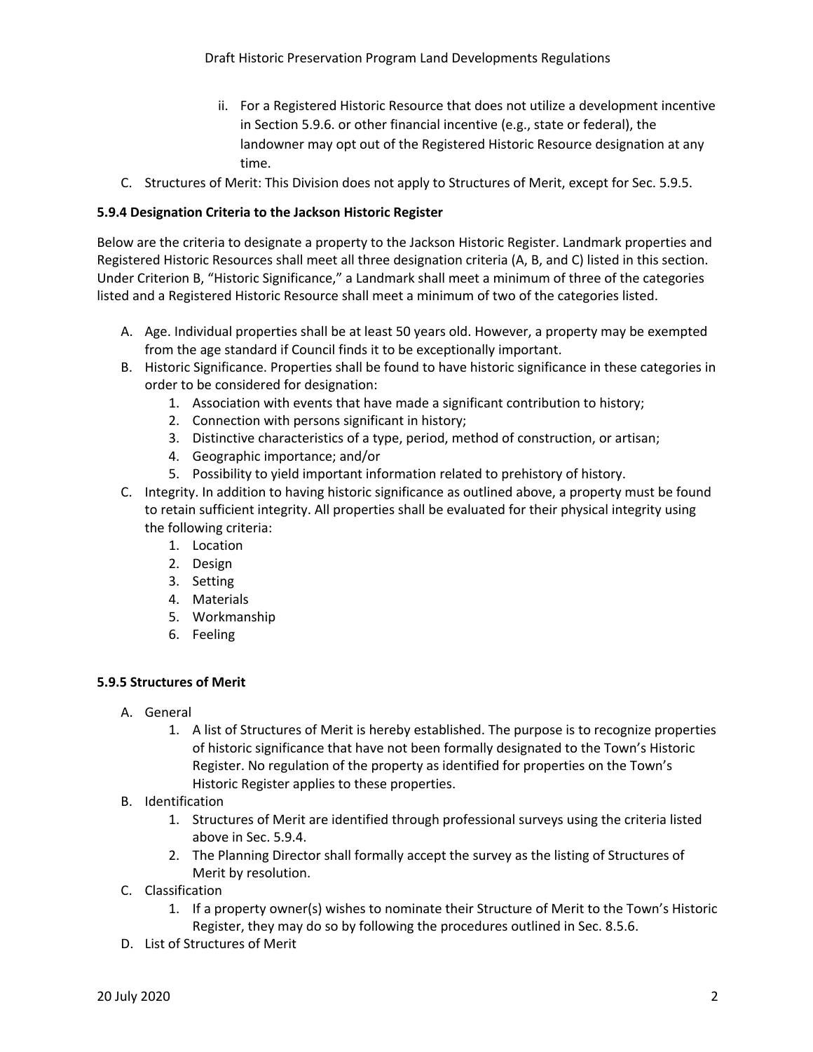ii. For a Registered Historic Resource that does not utilize a development incentive in Section 5.9.6. or other financial incentive (e.g., state or federal), the landowner may opt out of the Registered Historic Resource designation at any time.

C. Structures of Merit: This Division does not apply to Structures of Merit, except for Sec. 5.9.5.

**5.9.4 Designation Criteria to the Jackson Historic Register**

Below are the criteria to designate a property to the Jackson Historic Register. Landmark properties and Registered Historic Resources shall meet all three designation criteria (A, B, and C) listed in this section. Under Criterion B, "Historic Significance," a Landmark shall meet a minimum of three of the categories listed and a Registered Historic Resource shall meet a minimum of two of the categories listed.

A. Age. Individual properties shall be at least 50 years old. However, a property may be exempted from the age standard if Council finds it to be exceptionally important.
B. Historic Significance. Properties shall be found to have historic significance in these categories in order to be considered for designation:
   1. Association with events that have made a significant contribution to history;
   2. Connection with persons significant in history;
   3. Distinctive characteristics of a type, period, method of construction, or artisan;
   4. Geographic importance; and/or
   5. Possibility to yield important information related to prehistory of history.
C. Integrity. In addition to having historic significance as outlined above, a property must be found to retain sufficient integrity. All properties shall be evaluated for their physical integrity using the following criteria:
   1. Location
   2. Design
   3. Setting
   4. Materials
   5. Workmanship
   6. Feeling

**5.9.5 Structures of Merit**

A. General
   1. A list of Structures of Merit is hereby established. The purpose is to recognize properties of historic significance that have not been formally designated to the Town's Historic Register. No regulation of the property as identified for properties on the Town's Historic Register applies to these properties.
B. Identification
   1. Structures of Merit are identified through professional surveys using the criteria listed above in Sec. 5.9.4.
   2. The Planning Director shall formally accept the survey as the listing of Structures of Merit by resolution.
C. Classification
   1. If a property owner(s) wishes to nominate their Structure of Merit to the Town's Historic Register, they may do so by following the procedures outlined in Sec. 8.5.6.
D. List of Structures of Merit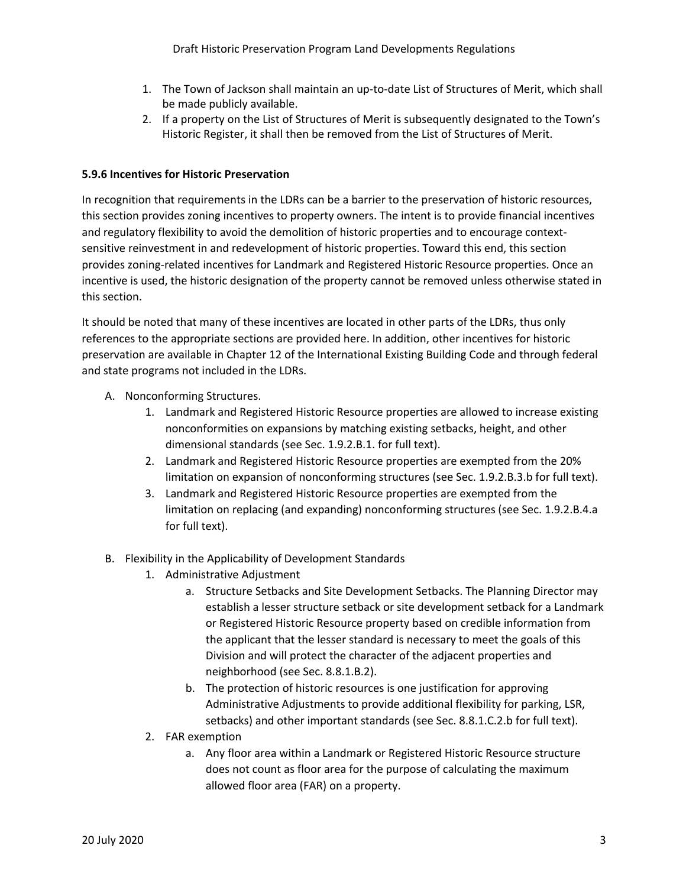1. The Town of Jackson shall maintain an up-to-date List of Structures of Merit, which shall be made publicly available.
2. If a property on the List of Structures of Merit is subsequently designated to the Town's Historic Register, it shall then be removed from the List of Structures of Merit.

**5.9.6 Incentives for Historic Preservation**

In recognition that requirements in the LDRs can be a barrier to the preservation of historic resources, this section provides zoning incentives to property owners. The intent is to provide financial incentives and regulatory flexibility to avoid the demolition of historic properties and to encourage context-sensitive reinvestment in and redevelopment of historic properties. Toward this end, this section provides zoning-related incentives for Landmark and Registered Historic Resource properties. Once an incentive is used, the historic designation of the property cannot be removed unless otherwise stated in this section.

It should be noted that many of these incentives are located in other parts of the LDRs, thus only references to the appropriate sections are provided here. In addition, other incentives for historic preservation are available in Chapter 12 of the International Existing Building Code and through federal and state programs not included in the LDRs.

A. Nonconforming Structures.
   1. Landmark and Registered Historic Resource properties are allowed to increase existing nonconformities on expansions by matching existing setbacks, height, and other dimensional standards (see Sec. 1.9.2.B.1. for full text).
   2. Landmark and Registered Historic Resource properties are exempted from the 20% limitation on expansion of nonconforming structures (see Sec. 1.9.2.B.3.b for full text).
   3. Landmark and Registered Historic Resource properties are exempted from the limitation on replacing (and expanding) nonconforming structures (see Sec. 1.9.2.B.4.a for full text).

B. Flexibility in the Applicability of Development Standards
   1. Administrative Adjustment
      a. Structure Setbacks and Site Development Setbacks. The Planning Director may establish a lesser structure setback or site development setback for a Landmark or Registered Historic Resource property based on credible information from the applicant that the lesser standard is necessary to meet the goals of this Division and will protect the character of the adjacent properties and neighborhood (see Sec. 8.8.1.B.2).
      b. The protection of historic resources is one justification for approving Administrative Adjustments to provide additional flexibility for parking, LSR, setbacks) and other important standards (see Sec. 8.8.1.C.2.b for full text).
   2. FAR exemption
      a. Any floor area within a Landmark or Registered Historic Resource structure does not count as floor area for the purpose of calculating the maximum allowed floor area (FAR) on a property.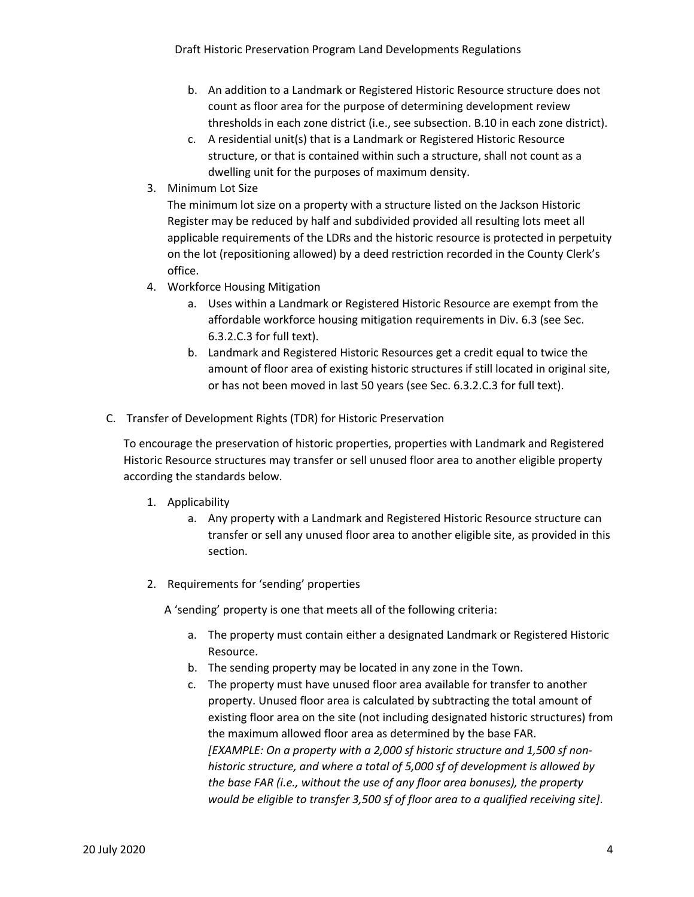b. An addition to a Landmark or Registered Historic Resource structure does not count as floor area for the purpose of determining development review thresholds in each zone district (i.e., see subsection. B.10 in each zone district).

c. A residential unit(s) that is a Landmark or Registered Historic Resource structure, or that is contained within such a structure, shall not count as a dwelling unit for the purposes of maximum density.

3. Minimum Lot Size

   The minimum lot size on a property with a structure listed on the Jackson Historic Register may be reduced by half and subdivided provided all resulting lots meet all applicable requirements of the LDRs and the historic resource is protected in perpetuity on the lot (repositioning allowed) by a deed restriction recorded in the County Clerk's office.

4. Workforce Housing Mitigation

   a. Uses within a Landmark or Registered Historic Resource are exempt from the affordable workforce housing mitigation requirements in Div. 6.3 (see Sec. 6.3.2.C.3 for full text).

   b. Landmark and Registered Historic Resources get a credit equal to twice the amount of floor area of existing historic structures if still located in original site, or has not been moved in last 50 years (see Sec. 6.3.2.C.3 for full text).

C. Transfer of Development Rights (TDR) for Historic Preservation

To encourage the preservation of historic properties, properties with Landmark and Registered Historic Resource structures may transfer or sell unused floor area to another eligible property according the standards below.

1. Applicability

   a. Any property with a Landmark and Registered Historic Resource structure can transfer or sell any unused floor area to another eligible site, as provided in this section.

2. Requirements for 'sending' properties

   A 'sending' property is one that meets all of the following criteria:

   a. The property must contain either a designated Landmark or Registered Historic Resource.

   b. The sending property may be located in any zone in the Town.

   c. The property must have unused floor area available for transfer to another property. Unused floor area is calculated by subtracting the total amount of existing floor area on the site (not including designated historic structures) from the maximum allowed floor area as determined by the base FAR.
   *[EXAMPLE: On a property with a 2,000 sf historic structure and 1,500 sf non-historic structure, and where a total of 5,000 sf of development is allowed by the base FAR (i.e., without the use of any floor area bonuses), the property would be eligible to transfer 3,500 sf of floor area to a qualified receiving site].*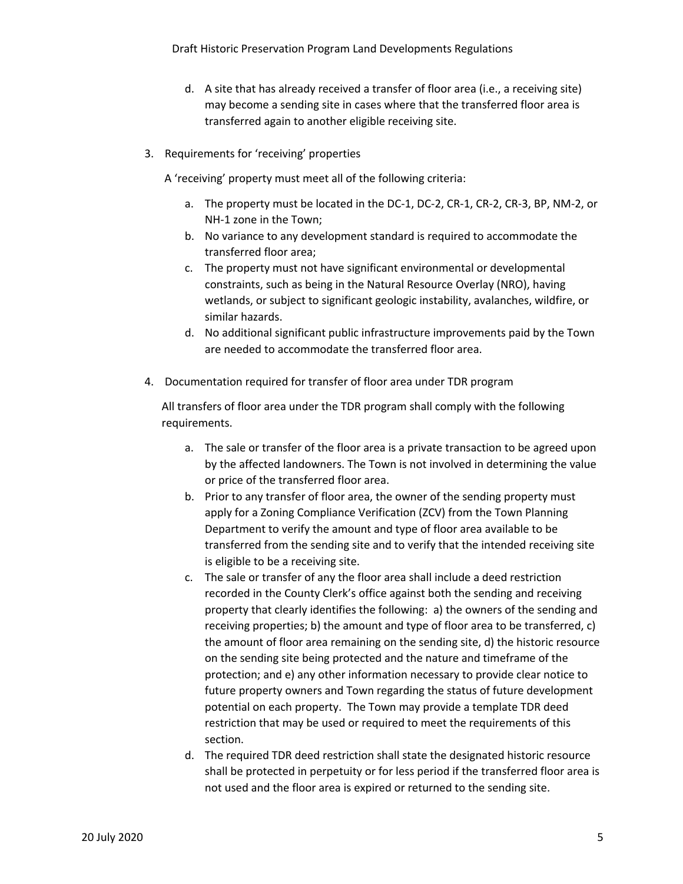d. A site that has already received a transfer of floor area (i.e., a receiving site) may become a sending site in cases where that the transferred floor area is transferred again to another eligible receiving site.

3. Requirements for 'receiving' properties

   A 'receiving' property must meet all of the following criteria:

   a. The property must be located in the DC-1, DC-2, CR-1, CR-2, CR-3, BP, NM-2, or NH-1 zone in the Town;
   b. No variance to any development standard is required to accommodate the transferred floor area;
   c. The property must not have significant environmental or developmental constraints, such as being in the Natural Resource Overlay (NRO), having wetlands, or subject to significant geologic instability, avalanches, wildfire, or similar hazards.
   d. No additional significant public infrastructure improvements paid by the Town are needed to accommodate the transferred floor area.

4. Documentation required for transfer of floor area under TDR program

   All transfers of floor area under the TDR program shall comply with the following requirements.

   a. The sale or transfer of the floor area is a private transaction to be agreed upon by the affected landowners. The Town is not involved in determining the value or price of the transferred floor area.
   b. Prior to any transfer of floor area, the owner of the sending property must apply for a Zoning Compliance Verification (ZCV) from the Town Planning Department to verify the amount and type of floor area available to be transferred from the sending site and to verify that the intended receiving site is eligible to be a receiving site.
   c. The sale or transfer of any the floor area shall include a deed restriction recorded in the County Clerk's office against both the sending and receiving property that clearly identifies the following: a) the owners of the sending and receiving properties; b) the amount and type of floor area to be transferred, c) the amount of floor area remaining on the sending site, d) the historic resource on the sending site being protected and the nature and timeframe of the protection; and e) any other information necessary to provide clear notice to future property owners and Town regarding the status of future development potential on each property. The Town may provide a template TDR deed restriction that may be used or required to meet the requirements of this section.
   d. The required TDR deed restriction shall state the designated historic resource shall be protected in perpetuity or for less period if the transferred floor area is not used and the floor area is expired or returned to the sending site.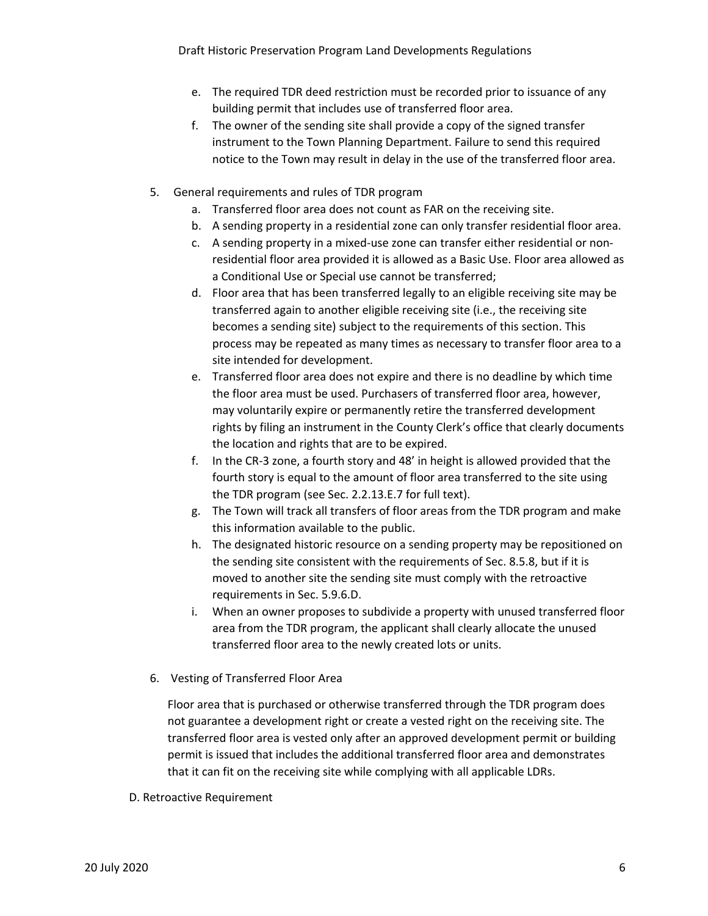e. The required TDR deed restriction must be recorded prior to issuance of any building permit that includes use of transferred floor area.

f. The owner of the sending site shall provide a copy of the signed transfer instrument to the Town Planning Department. Failure to send this required notice to the Town may result in delay in the use of the transferred floor area.

5. General requirements and rules of TDR program

   a. Transferred floor area does not count as FAR on the receiving site.

   b. A sending property in a residential zone can only transfer residential floor area.

   c. A sending property in a mixed-use zone can transfer either residential or non-residential floor area provided it is allowed as a Basic Use. Floor area allowed as a Conditional Use or Special use cannot be transferred;

   d. Floor area that has been transferred legally to an eligible receiving site may be transferred again to another eligible receiving site (i.e., the receiving site becomes a sending site) subject to the requirements of this section. This process may be repeated as many times as necessary to transfer floor area to a site intended for development.

   e. Transferred floor area does not expire and there is no deadline by which time the floor area must be used. Purchasers of transferred floor area, however, may voluntarily expire or permanently retire the transferred development rights by filing an instrument in the County Clerk's office that clearly documents the location and rights that are to be expired.

   f. In the CR-3 zone, a fourth story and 48' in height is allowed provided that the fourth story is equal to the amount of floor area transferred to the site using the TDR program (see Sec. 2.2.13.E.7 for full text).

   g. The Town will track all transfers of floor areas from the TDR program and make this information available to the public.

   h. The designated historic resource on a sending property may be repositioned on the sending site consistent with the requirements of Sec. 8.5.8, but if it is moved to another site the sending site must comply with the retroactive requirements in Sec. 5.9.6.D.

   i. When an owner proposes to subdivide a property with unused transferred floor area from the TDR program, the applicant shall clearly allocate the unused transferred floor area to the newly created lots or units.

6. Vesting of Transferred Floor Area

   Floor area that is purchased or otherwise transferred through the TDR program does not guarantee a development right or create a vested right on the receiving site. The transferred floor area is vested only after an approved development permit or building permit is issued that includes the additional transferred floor area and demonstrates that it can fit on the receiving site while complying with all applicable LDRs.

D. Retroactive Requirement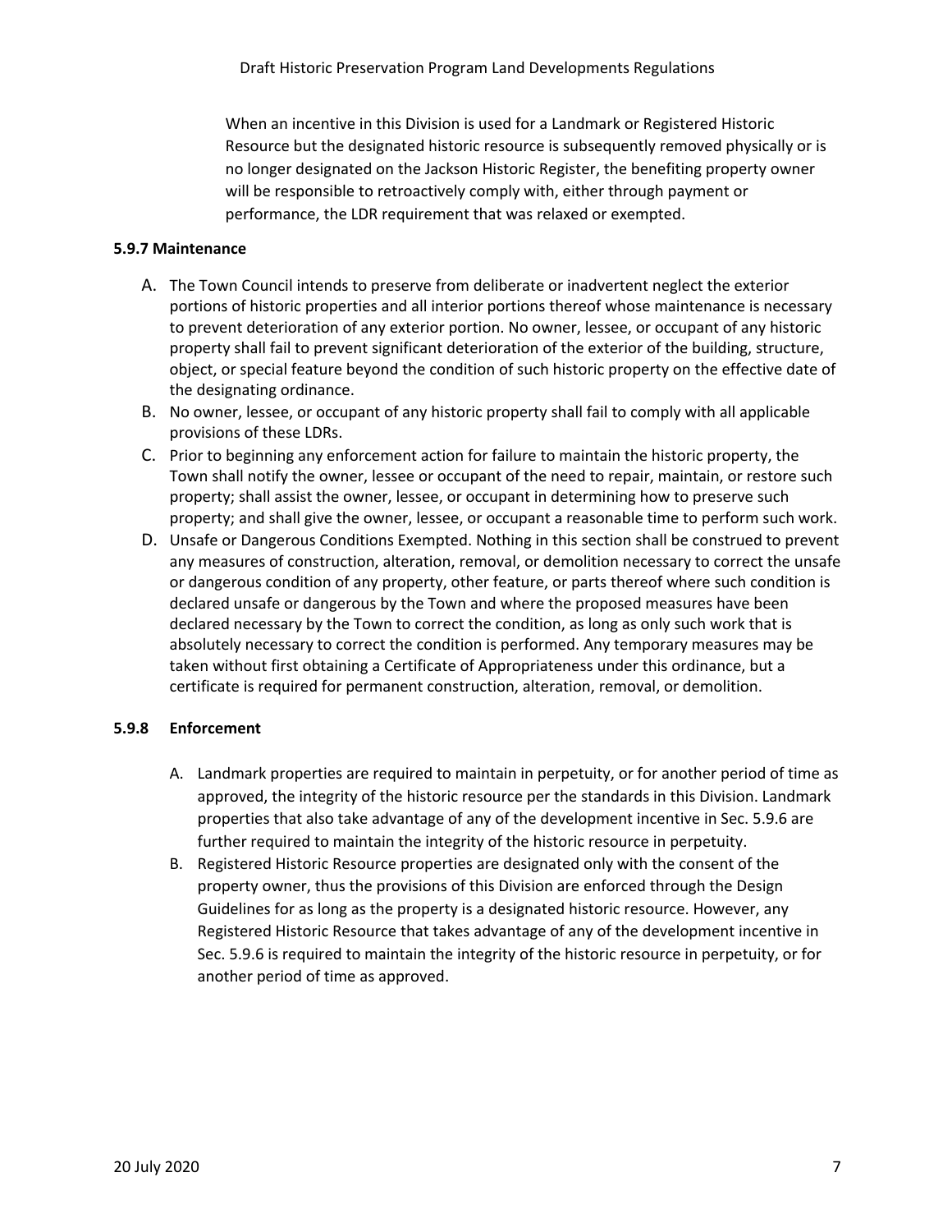When an incentive in this Division is used for a Landmark or Registered Historic Resource but the designated historic resource is subsequently removed physically or is no longer designated on the Jackson Historic Register, the benefiting property owner will be responsible to retroactively comply with, either through payment or performance, the LDR requirement that was relaxed or exempted.

### 5.9.7 Maintenance

A. The Town Council intends to preserve from deliberate or inadvertent neglect the exterior portions of historic properties and all interior portions thereof whose maintenance is necessary to prevent deterioration of any exterior portion. No owner, lessee, or occupant of any historic property shall fail to prevent significant deterioration of the exterior of the building, structure, object, or special feature beyond the condition of such historic property on the effective date of the designating ordinance.
B. No owner, lessee, or occupant of any historic property shall fail to comply with all applicable provisions of these LDRs.
C. Prior to beginning any enforcement action for failure to maintain the historic property, the Town shall notify the owner, lessee or occupant of the need to repair, maintain, or restore such property; shall assist the owner, lessee, or occupant in determining how to preserve such property; and shall give the owner, lessee, or occupant a reasonable time to perform such work.
D. Unsafe or Dangerous Conditions Exempted. Nothing in this section shall be construed to prevent any measures of construction, alteration, removal, or demolition necessary to correct the unsafe or dangerous condition of any property, other feature, or parts thereof where such condition is declared unsafe or dangerous by the Town and where the proposed measures have been declared necessary by the Town to correct the condition, as long as only such work that is absolutely necessary to correct the condition is performed. Any temporary measures may be taken without first obtaining a Certificate of Appropriateness under this ordinance, but a certificate is required for permanent construction, alteration, removal, or demolition.

### 5.9.8 Enforcement

A. Landmark properties are required to maintain in perpetuity, or for another period of time as approved, the integrity of the historic resource per the standards in this Division. Landmark properties that also take advantage of any of the development incentive in Sec. 5.9.6 are further required to maintain the integrity of the historic resource in perpetuity.
B. Registered Historic Resource properties are designated only with the consent of the property owner, thus the provisions of this Division are enforced through the Design Guidelines for as long as the property is a designated historic resource. However, any Registered Historic Resource that takes advantage of any of the development incentive in Sec. 5.9.6 is required to maintain the integrity of the historic resource in perpetuity, or for another period of time as approved.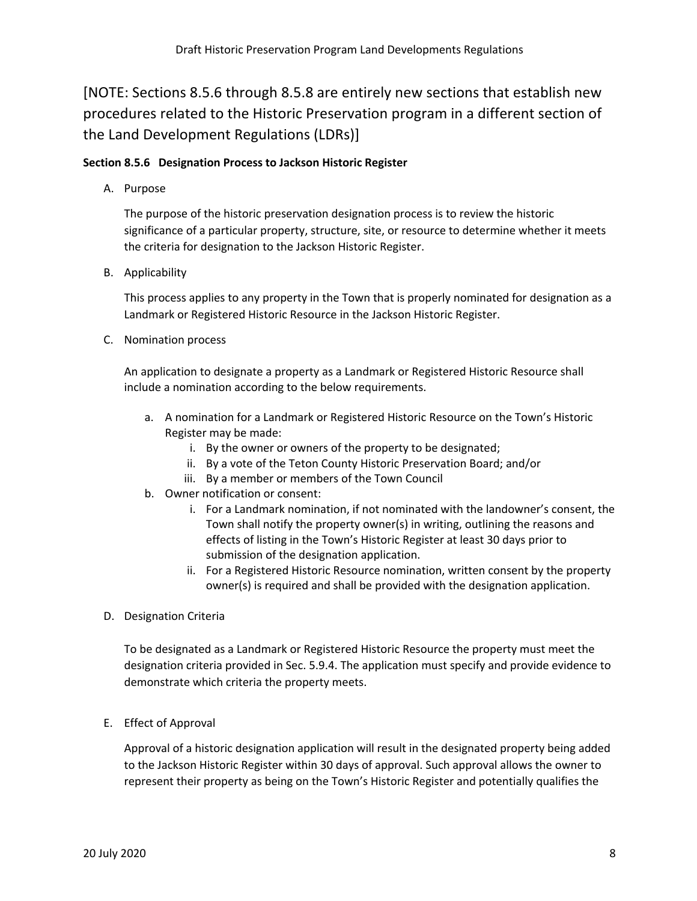[NOTE: Sections 8.5.6 through 8.5.8 are entirely new sections that establish new procedures related to the Historic Preservation program in a different section of the Land Development Regulations (LDRs)]

**Section 8.5.6 Designation Process to Jackson Historic Register**

A. Purpose

   The purpose of the historic preservation designation process is to review the historic significance of a particular property, structure, site, or resource to determine whether it meets the criteria for designation to the Jackson Historic Register.

B. Applicability

   This process applies to any property in the Town that is properly nominated for designation as a Landmark or Registered Historic Resource in the Jackson Historic Register.

C. Nomination process

   An application to designate a property as a Landmark or Registered Historic Resource shall include a nomination according to the below requirements.

   a. A nomination for a Landmark or Registered Historic Resource on the Town's Historic Register may be made:
      i. By the owner or owners of the property to be designated;
      ii. By a vote of the Teton County Historic Preservation Board; and/or
      iii. By a member or members of the Town Council
   b. Owner notification or consent:
      i. For a Landmark nomination, if not nominated with the landowner's consent, the Town shall notify the property owner(s) in writing, outlining the reasons and effects of listing in the Town's Historic Register at least 30 days prior to submission of the designation application.
      ii. For a Registered Historic Resource nomination, written consent by the property owner(s) is required and shall be provided with the designation application.

D. Designation Criteria

   To be designated as a Landmark or Registered Historic Resource the property must meet the designation criteria provided in Sec. 5.9.4. The application must specify and provide evidence to demonstrate which criteria the property meets.

E. Effect of Approval

   Approval of a historic designation application will result in the designated property being added to the Jackson Historic Register within 30 days of approval. Such approval allows the owner to represent their property as being on the Town's Historic Register and potentially qualifies the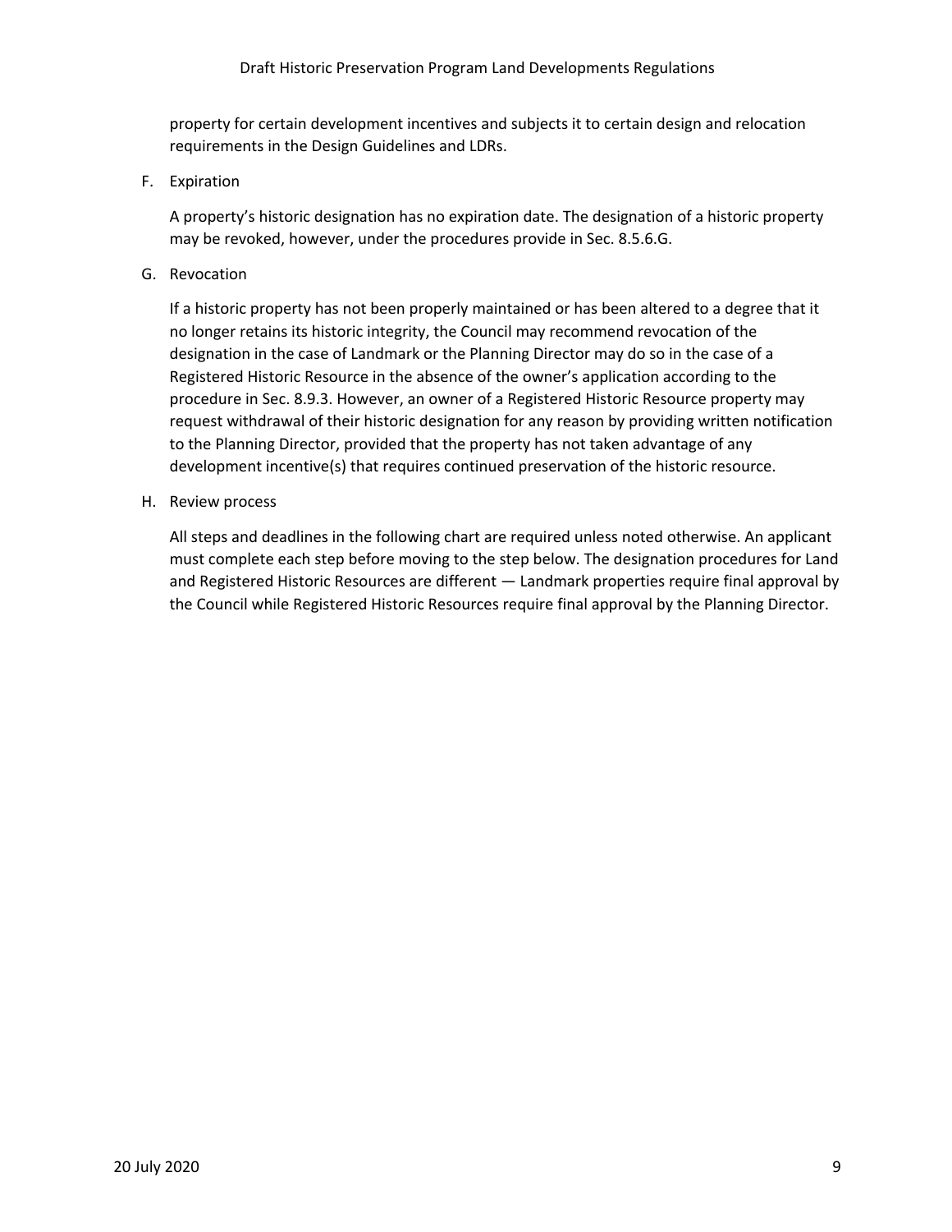property for certain development incentives and subjects it to certain design and relocation requirements in the Design Guidelines and LDRs.

F. Expiration

A property's historic designation has no expiration date. The designation of a historic property may be revoked, however, under the procedures provide in Sec. 8.5.6.G.

G. Revocation

If a historic property has not been properly maintained or has been altered to a degree that it no longer retains its historic integrity, the Council may recommend revocation of the designation in the case of Landmark or the Planning Director may do so in the case of a Registered Historic Resource in the absence of the owner's application according to the procedure in Sec. 8.9.3. However, an owner of a Registered Historic Resource property may request withdrawal of their historic designation for any reason by providing written notification to the Planning Director, provided that the property has not taken advantage of any development incentive(s) that requires continued preservation of the historic resource.

H. Review process

All steps and deadlines in the following chart are required unless noted otherwise. An applicant must complete each step before moving to the step below. The designation procedures for Land and Registered Historic Resources are different — Landmark properties require final approval by the Council while Registered Historic Resources require final approval by the Planning Director.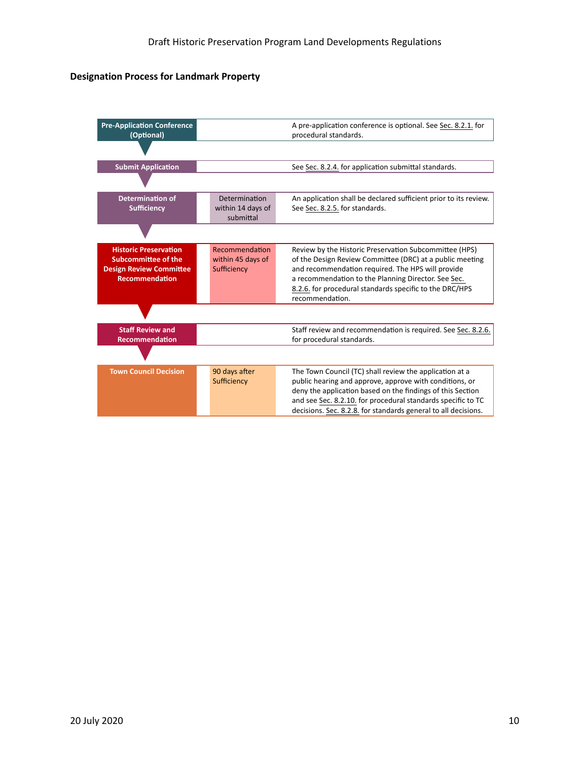## Designation Process for Landmark Property

| Step | Timeline | Description |
|---|---|---|
| **Pre-Application Conference (Optional)** | | A pre-application conference is optional. See Sec. 8.2.1. for procedural standards. |
| **Submit Application** | | See Sec. 8.2.4. for application submittal standards. |
| **Determination of Sufficiency** | Determination within 14 days of submittal | An application shall be declared sufficient prior to its review. See Sec. 8.2.5. for standards. |
| **Historic Preservation Subcommittee of the Design Review Committee Recommendation** | Recommendation within 45 days of Sufficiency | Review by the Historic Preservation Subcommittee (HPS) of the Design Review Committee (DRC) at a public meeting and recommendation required. The HPS will provide a recommendation to the Planning Director. See Sec. 8.2.6. for procedural standards specific to the DRC/HPS recommendation. |
| **Staff Review and Recommendation** | | Staff review and recommendation is required. See Sec. 8.2.6. for procedural standards. |
| **Town Council Decision** | 90 days after Sufficiency | The Town Council (TC) shall review the application at a public hearing and approve, approve with conditions, or deny the application based on the findings of this Section and see Sec. 8.2.10. for procedural standards specific to TC decisions. Sec. 8.2.8. for standards general to all decisions. |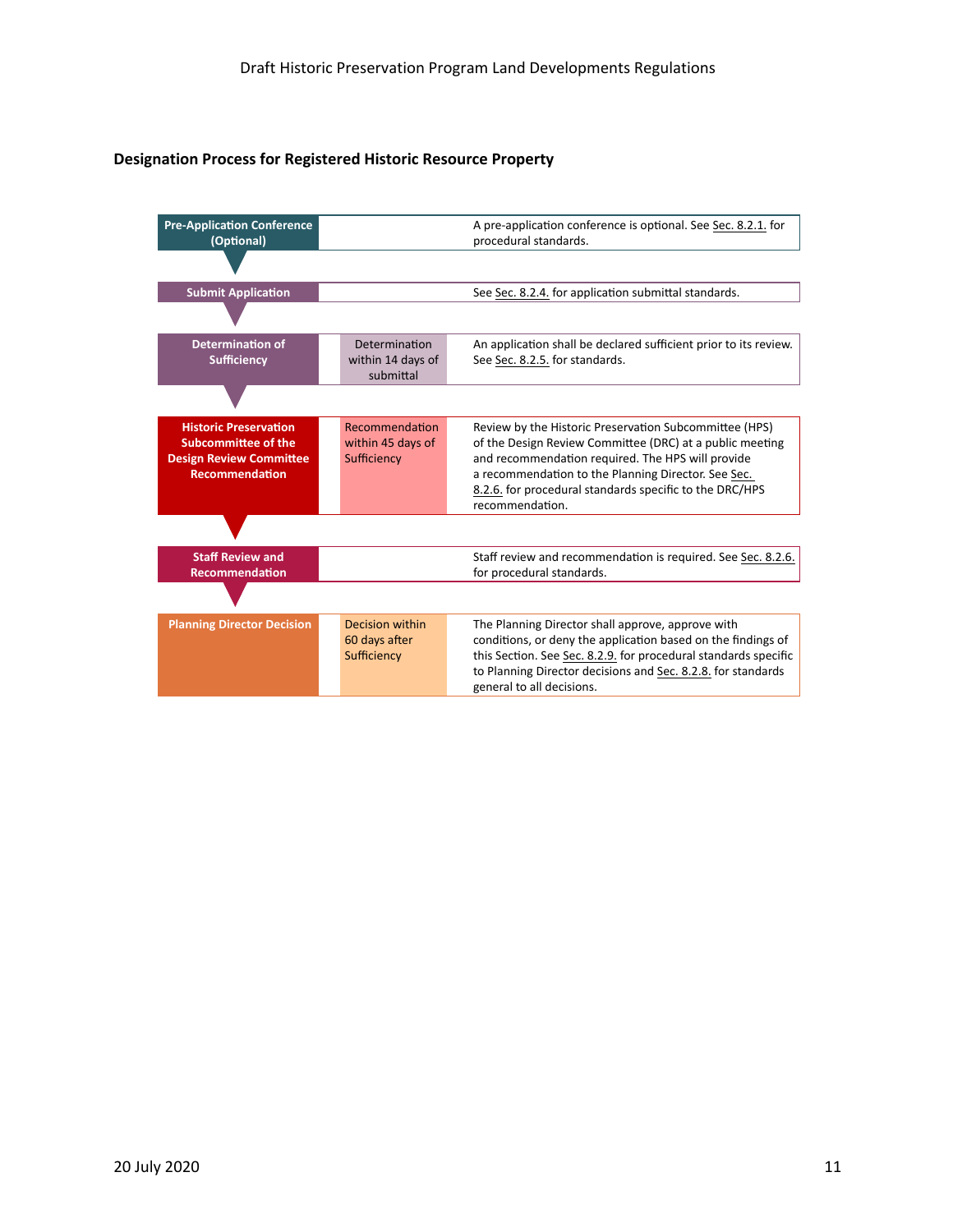## Designation Process for Registered Historic Resource Property

| Step | Timing | Description |
|---|---|---|
| **Pre-Application Conference (Optional)** | | A pre-application conference is optional. See Sec. 8.2.1. for procedural standards. |
| **Submit Application** | | See Sec. 8.2.4. for application submittal standards. |
| **Determination of Sufficiency** | Determination within 14 days of submittal | An application shall be declared sufficient prior to its review. See Sec. 8.2.5. for standards. |
| **Historic Preservation Subcommittee of the Design Review Committee Recommendation** | Recommendation within 45 days of Sufficiency | Review by the Historic Preservation Subcommittee (HPS) of the Design Review Committee (DRC) at a public meeting and recommendation required. The HPS will provide a recommendation to the Planning Director. See Sec. 8.2.6. for procedural standards specific to the DRC/HPS recommendation. |
| **Staff Review and Recommendation** | | Staff review and recommendation is required. See Sec. 8.2.6. for procedural standards. |
| **Planning Director Decision** | Decision within 60 days after Sufficiency | The Planning Director shall approve, approve with conditions, or deny the application based on the findings of this Section. See Sec. 8.2.9. for procedural standards specific to Planning Director decisions and Sec. 8.2.8. for standards general to all decisions. |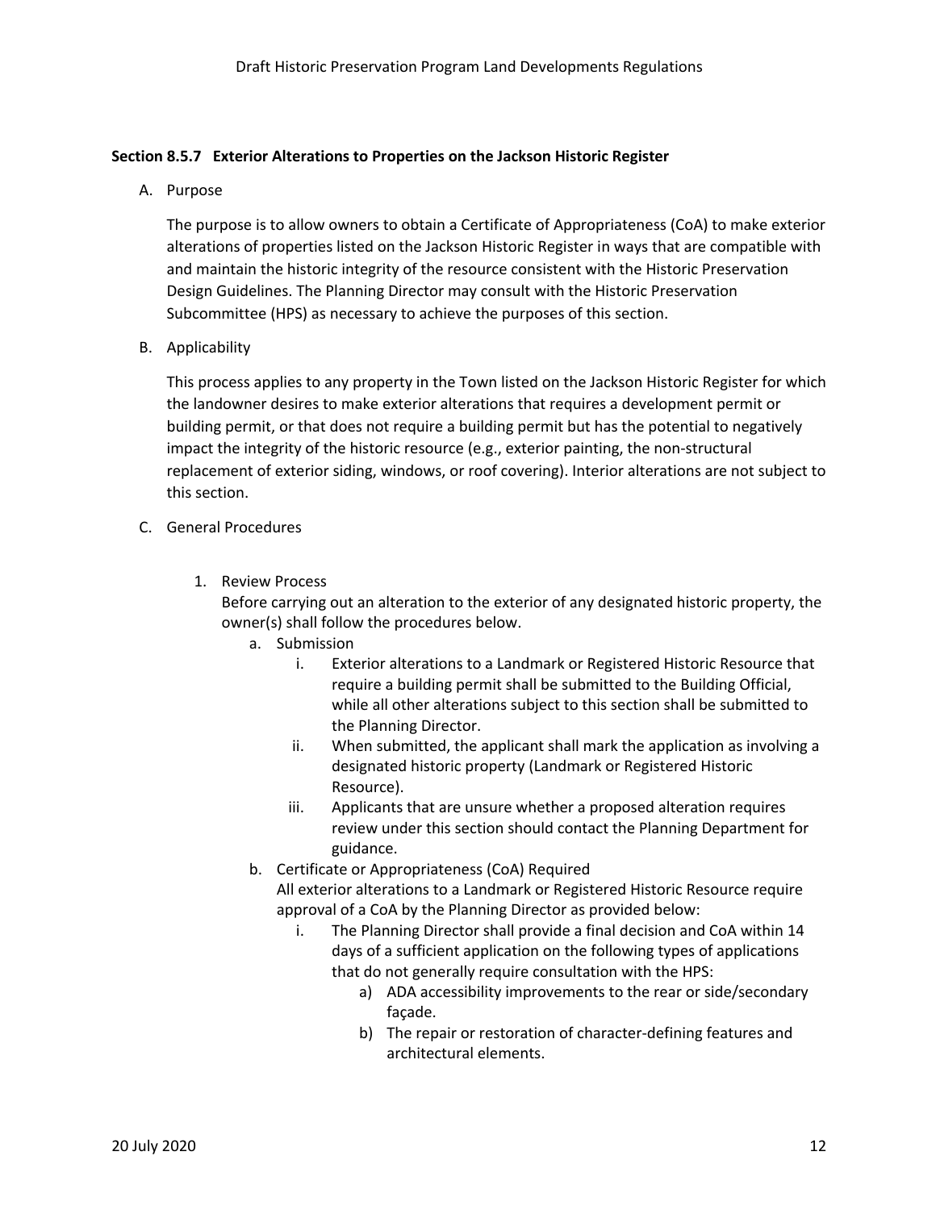### Section 8.5.7 Exterior Alterations to Properties on the Jackson Historic Register

A. Purpose

The purpose is to allow owners to obtain a Certificate of Appropriateness (CoA) to make exterior alterations of properties listed on the Jackson Historic Register in ways that are compatible with and maintain the historic integrity of the resource consistent with the Historic Preservation Design Guidelines. The Planning Director may consult with the Historic Preservation Subcommittee (HPS) as necessary to achieve the purposes of this section.

B. Applicability

This process applies to any property in the Town listed on the Jackson Historic Register for which the landowner desires to make exterior alterations that requires a development permit or building permit, or that does not require a building permit but has the potential to negatively impact the integrity of the historic resource (e.g., exterior painting, the non-structural replacement of exterior siding, windows, or roof covering). Interior alterations are not subject to this section.

C. General Procedures

1. Review Process
   Before carrying out an alteration to the exterior of any designated historic property, the owner(s) shall follow the procedures below.
   a. Submission
      i. Exterior alterations to a Landmark or Registered Historic Resource that require a building permit shall be submitted to the Building Official, while all other alterations subject to this section shall be submitted to the Planning Director.
      ii. When submitted, the applicant shall mark the application as involving a designated historic property (Landmark or Registered Historic Resource).
      iii. Applicants that are unsure whether a proposed alteration requires review under this section should contact the Planning Department for guidance.
   b. Certificate or Appropriateness (CoA) Required
      All exterior alterations to a Landmark or Registered Historic Resource require approval of a CoA by the Planning Director as provided below:
      i. The Planning Director shall provide a final decision and CoA within 14 days of a sufficient application on the following types of applications that do not generally require consultation with the HPS:
         a) ADA accessibility improvements to the rear or side/secondary façade.
         b) The repair or restoration of character-defining features and architectural elements.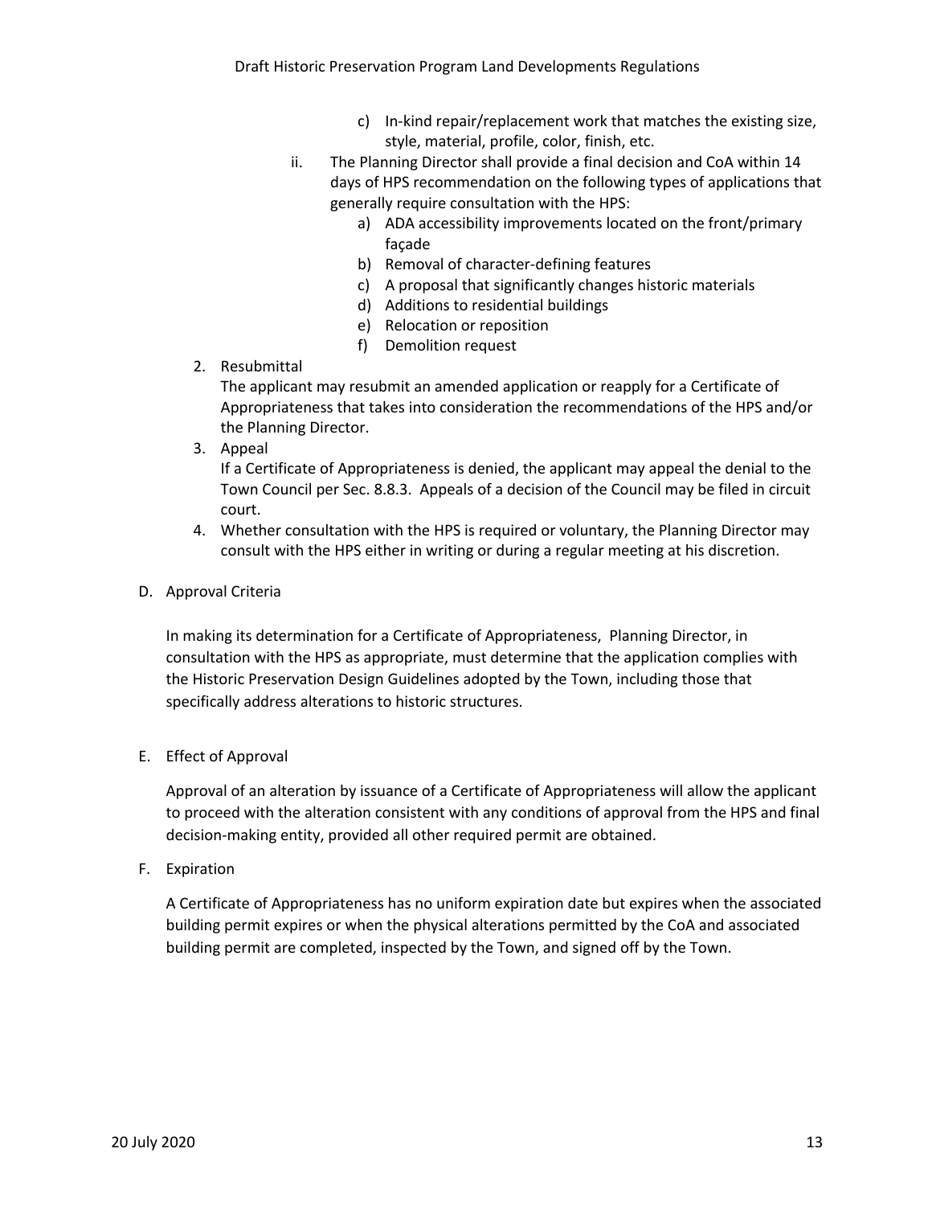c) In-kind repair/replacement work that matches the existing size, style, material, profile, color, finish, etc.

ii. The Planning Director shall provide a final decision and CoA within 14 days of HPS recommendation on the following types of applications that generally require consultation with the HPS:

   a) ADA accessibility improvements located on the front/primary façade
   b) Removal of character-defining features
   c) A proposal that significantly changes historic materials
   d) Additions to residential buildings
   e) Relocation or reposition
   f) Demolition request

2. Resubmittal
   The applicant may resubmit an amended application or reapply for a Certificate of Appropriateness that takes into consideration the recommendations of the HPS and/or the Planning Director.

3. Appeal
   If a Certificate of Appropriateness is denied, the applicant may appeal the denial to the Town Council per Sec. 8.8.3. Appeals of a decision of the Council may be filed in circuit court.

4. Whether consultation with the HPS is required or voluntary, the Planning Director may consult with the HPS either in writing or during a regular meeting at his discretion.

D. Approval Criteria

In making its determination for a Certificate of Appropriateness, Planning Director, in consultation with the HPS as appropriate, must determine that the application complies with the Historic Preservation Design Guidelines adopted by the Town, including those that specifically address alterations to historic structures.

E. Effect of Approval

Approval of an alteration by issuance of a Certificate of Appropriateness will allow the applicant to proceed with the alteration consistent with any conditions of approval from the HPS and final decision-making entity, provided all other required permit are obtained.

F. Expiration

A Certificate of Appropriateness has no uniform expiration date but expires when the associated building permit expires or when the physical alterations permitted by the CoA and associated building permit are completed, inspected by the Town, and signed off by the Town.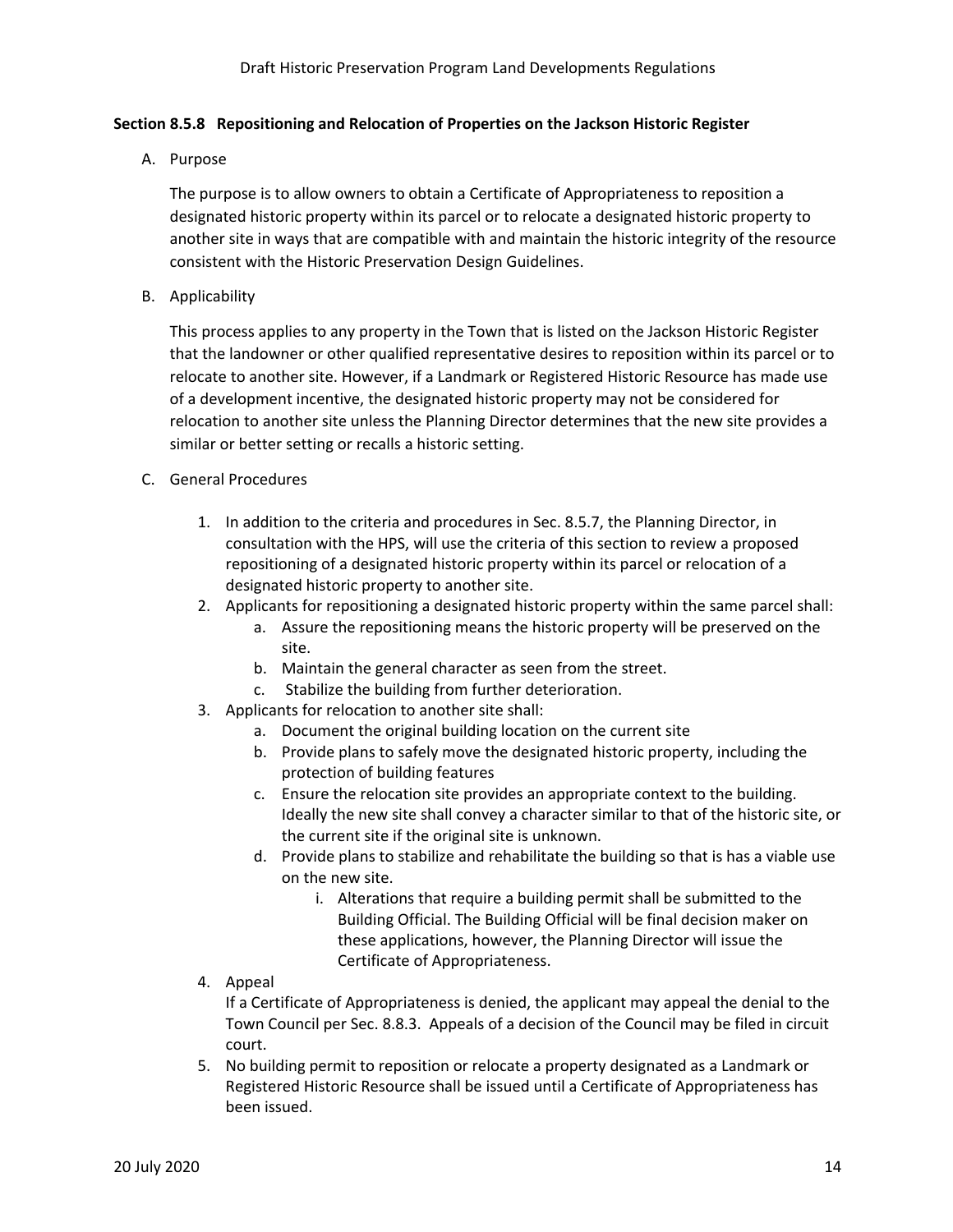### Section 8.5.8 Repositioning and Relocation of Properties on the Jackson Historic Register

A. Purpose

The purpose is to allow owners to obtain a Certificate of Appropriateness to reposition a designated historic property within its parcel or to relocate a designated historic property to another site in ways that are compatible with and maintain the historic integrity of the resource consistent with the Historic Preservation Design Guidelines.

B. Applicability

This process applies to any property in the Town that is listed on the Jackson Historic Register that the landowner or other qualified representative desires to reposition within its parcel or to relocate to another site. However, if a Landmark or Registered Historic Resource has made use of a development incentive, the designated historic property may not be considered for relocation to another site unless the Planning Director determines that the new site provides a similar or better setting or recalls a historic setting.

C. General Procedures

1. In addition to the criteria and procedures in Sec. 8.5.7, the Planning Director, in consultation with the HPS, will use the criteria of this section to review a proposed repositioning of a designated historic property within its parcel or relocation of a designated historic property to another site.
2. Applicants for repositioning a designated historic property within the same parcel shall:
   a. Assure the repositioning means the historic property will be preserved on the site.
   b. Maintain the general character as seen from the street.
   c. Stabilize the building from further deterioration.
3. Applicants for relocation to another site shall:
   a. Document the original building location on the current site
   b. Provide plans to safely move the designated historic property, including the protection of building features
   c. Ensure the relocation site provides an appropriate context to the building. Ideally the new site shall convey a character similar to that of the historic site, or the current site if the original site is unknown.
   d. Provide plans to stabilize and rehabilitate the building so that is has a viable use on the new site.
      i. Alterations that require a building permit shall be submitted to the Building Official. The Building Official will be final decision maker on these applications, however, the Planning Director will issue the Certificate of Appropriateness.
4. Appeal

   If a Certificate of Appropriateness is denied, the applicant may appeal the denial to the Town Council per Sec. 8.8.3. Appeals of a decision of the Council may be filed in circuit court.
5. No building permit to reposition or relocate a property designated as a Landmark or Registered Historic Resource shall be issued until a Certificate of Appropriateness has been issued.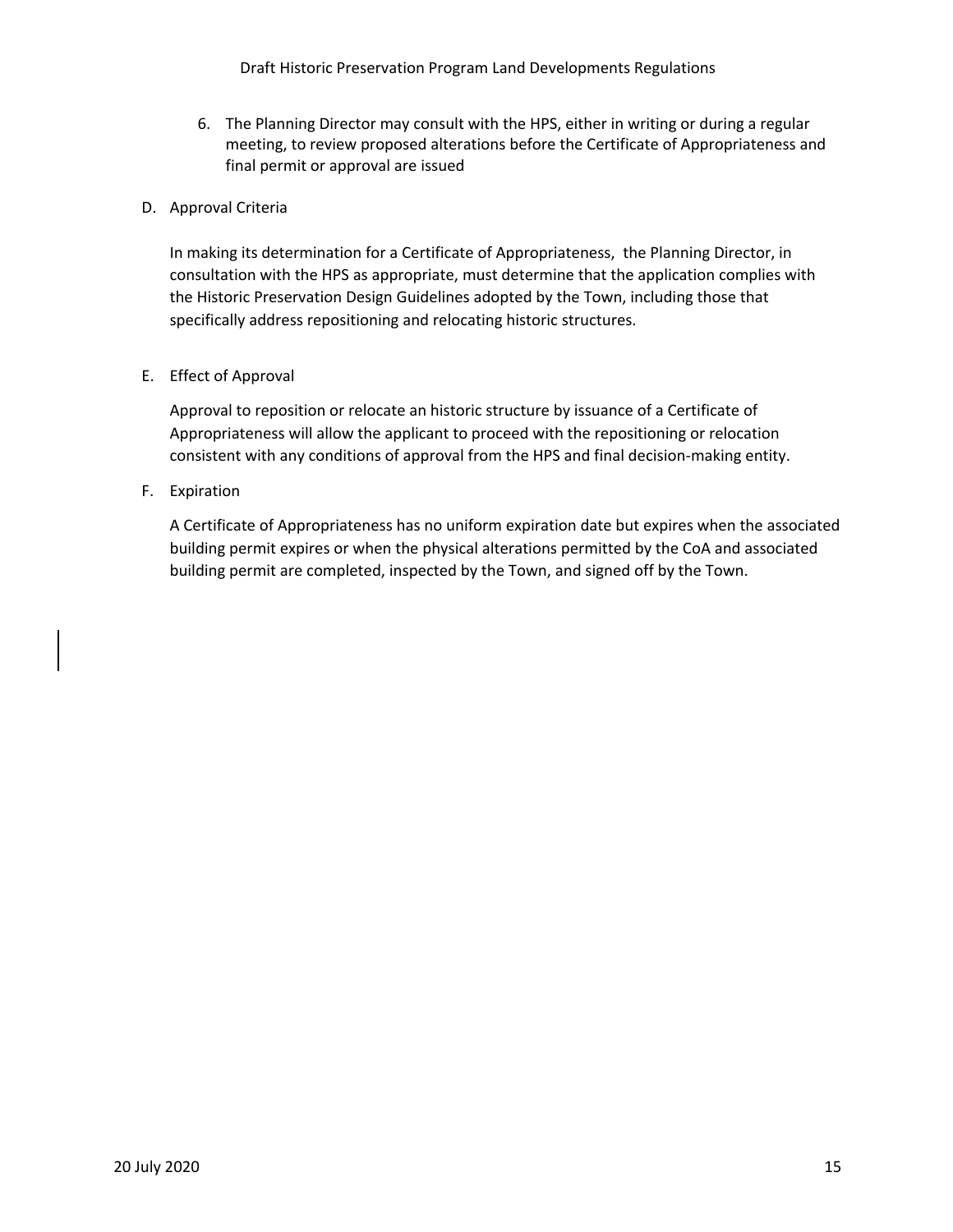6. The Planning Director may consult with the HPS, either in writing or during a regular meeting, to review proposed alterations before the Certificate of Appropriateness and final permit or approval are issued

D. Approval Criteria

In making its determination for a Certificate of Appropriateness, the Planning Director, in consultation with the HPS as appropriate, must determine that the application complies with the Historic Preservation Design Guidelines adopted by the Town, including those that specifically address repositioning and relocating historic structures.

E. Effect of Approval

Approval to reposition or relocate an historic structure by issuance of a Certificate of Appropriateness will allow the applicant to proceed with the repositioning or relocation consistent with any conditions of approval from the HPS and final decision-making entity.

F. Expiration

A Certificate of Appropriateness has no uniform expiration date but expires when the associated building permit expires or when the physical alterations permitted by the CoA and associated building permit are completed, inspected by the Town, and signed off by the Town.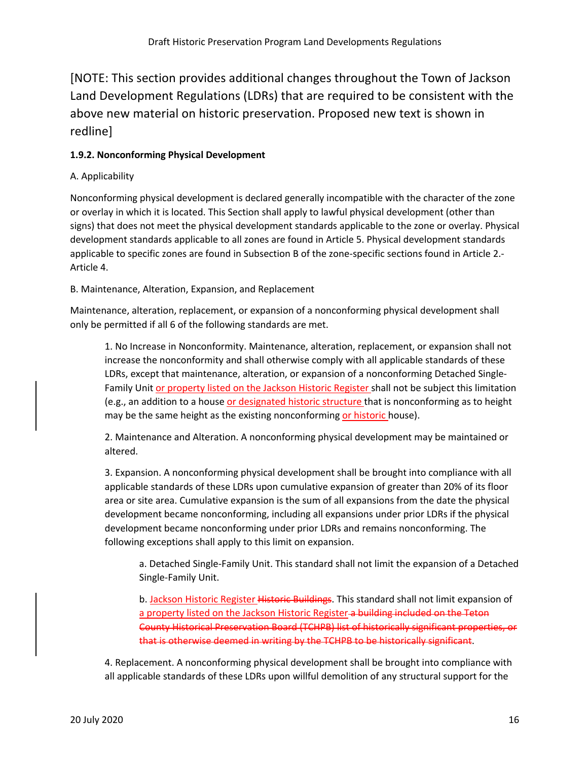[NOTE: This section provides additional changes throughout the Town of Jackson Land Development Regulations (LDRs) that are required to be consistent with the above new material on historic preservation. Proposed new text is shown in redline]

**1.9.2. Nonconforming Physical Development**

A. Applicability

Nonconforming physical development is declared generally incompatible with the character of the zone or overlay in which it is located. This Section shall apply to lawful physical development (other than signs) that does not meet the physical development standards applicable to the zone or overlay. Physical development standards applicable to all zones are found in Article 5. Physical development standards applicable to specific zones are found in Subsection B of the zone-specific sections found in Article 2.-Article 4.

B. Maintenance, Alteration, Expansion, and Replacement

Maintenance, alteration, replacement, or expansion of a nonconforming physical development shall only be permitted if all 6 of the following standards are met.

> 1. No Increase in Nonconformity. Maintenance, alteration, replacement, or expansion shall not increase the nonconformity and shall otherwise comply with all applicable standards of these LDRs, except that maintenance, alteration, or expansion of a nonconforming Detached Single-Family Unit <u>or property listed on the Jackson Historic Register</u> shall not be subject this limitation (e.g., an addition to a house <u>or designated historic structure</u> that is nonconforming as to height may be the same height as the existing nonconforming <u>or historic</u> house).
>
> 2. Maintenance and Alteration. A nonconforming physical development may be maintained or altered.
>
> 3. Expansion. A nonconforming physical development shall be brought into compliance with all applicable standards of these LDRs upon cumulative expansion of greater than 20% of its floor area or site area. Cumulative expansion is the sum of all expansions from the date the physical development became nonconforming, including all expansions under prior LDRs if the physical development became nonconforming under prior LDRs and remains nonconforming. The following exceptions shall apply to this limit on expansion.
>
> > a. Detached Single-Family Unit. This standard shall not limit the expansion of a Detached Single-Family Unit.
> >
> > b. <u>Jackson Historic Register</u> ~~Historic Buildings~~. This standard shall not limit expansion of <u>a property listed on the Jackson Historic Register</u> ~~a building included on the Teton County Historical Preservation Board (TCHPB) list of historically significant properties, or that is otherwise deemed in writing by the TCHPB to be historically significant~~.
>
> 4. Replacement. A nonconforming physical development shall be brought into compliance with all applicable standards of these LDRs upon willful demolition of any structural support for the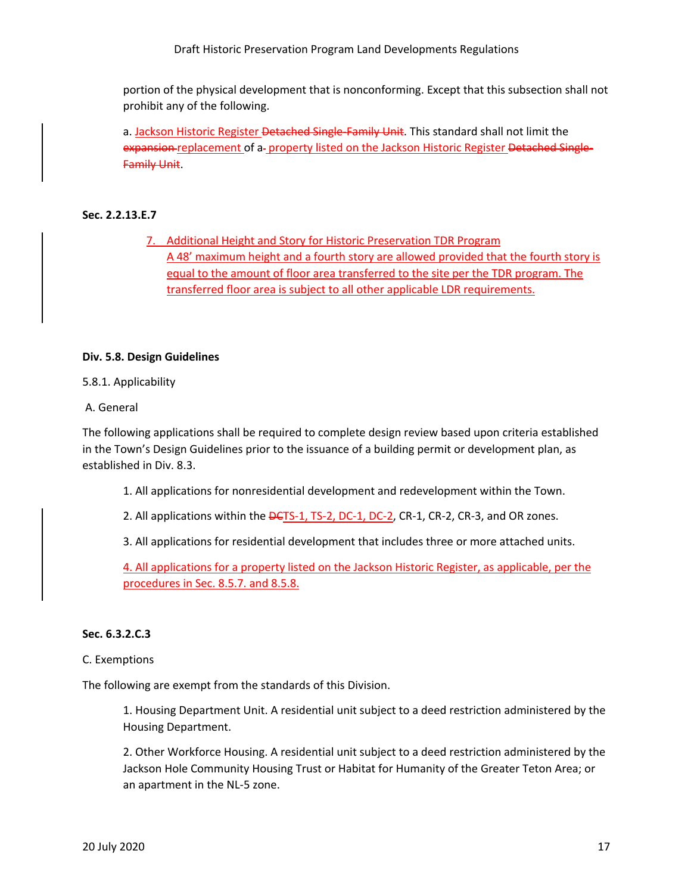portion of the physical development that is nonconforming. Except that this subsection shall not prohibit any of the following.

a. Jackson Historic Register ~~Detached Single-Family Unit~~. This standard shall not limit the ~~expansion~~ replacement of a~~-~~ property listed on the Jackson Historic Register ~~Detached Single-Family Unit~~.

**Sec. 2.2.13.E.7**

7. Additional Height and Story for Historic Preservation TDR Program
A 48' maximum height and a fourth story are allowed provided that the fourth story is equal to the amount of floor area transferred to the site per the TDR program. The transferred floor area is subject to all other applicable LDR requirements.

**Div. 5.8. Design Guidelines**

5.8.1. Applicability

A. General

The following applications shall be required to complete design review based upon criteria established in the Town's Design Guidelines prior to the issuance of a building permit or development plan, as established in Div. 8.3.

1. All applications for nonresidential development and redevelopment within the Town.

2. All applications within the ~~DC~~TS-1, TS-2, DC-1, DC-2, CR-1, CR-2, CR-3, and OR zones.

3. All applications for residential development that includes three or more attached units.

4. All applications for a property listed on the Jackson Historic Register, as applicable, per the procedures in Sec. 8.5.7. and 8.5.8.

**Sec. 6.3.2.C.3**

C. Exemptions

The following are exempt from the standards of this Division.

1. Housing Department Unit. A residential unit subject to a deed restriction administered by the Housing Department.

2. Other Workforce Housing. A residential unit subject to a deed restriction administered by the Jackson Hole Community Housing Trust or Habitat for Humanity of the Greater Teton Area; or an apartment in the NL-5 zone.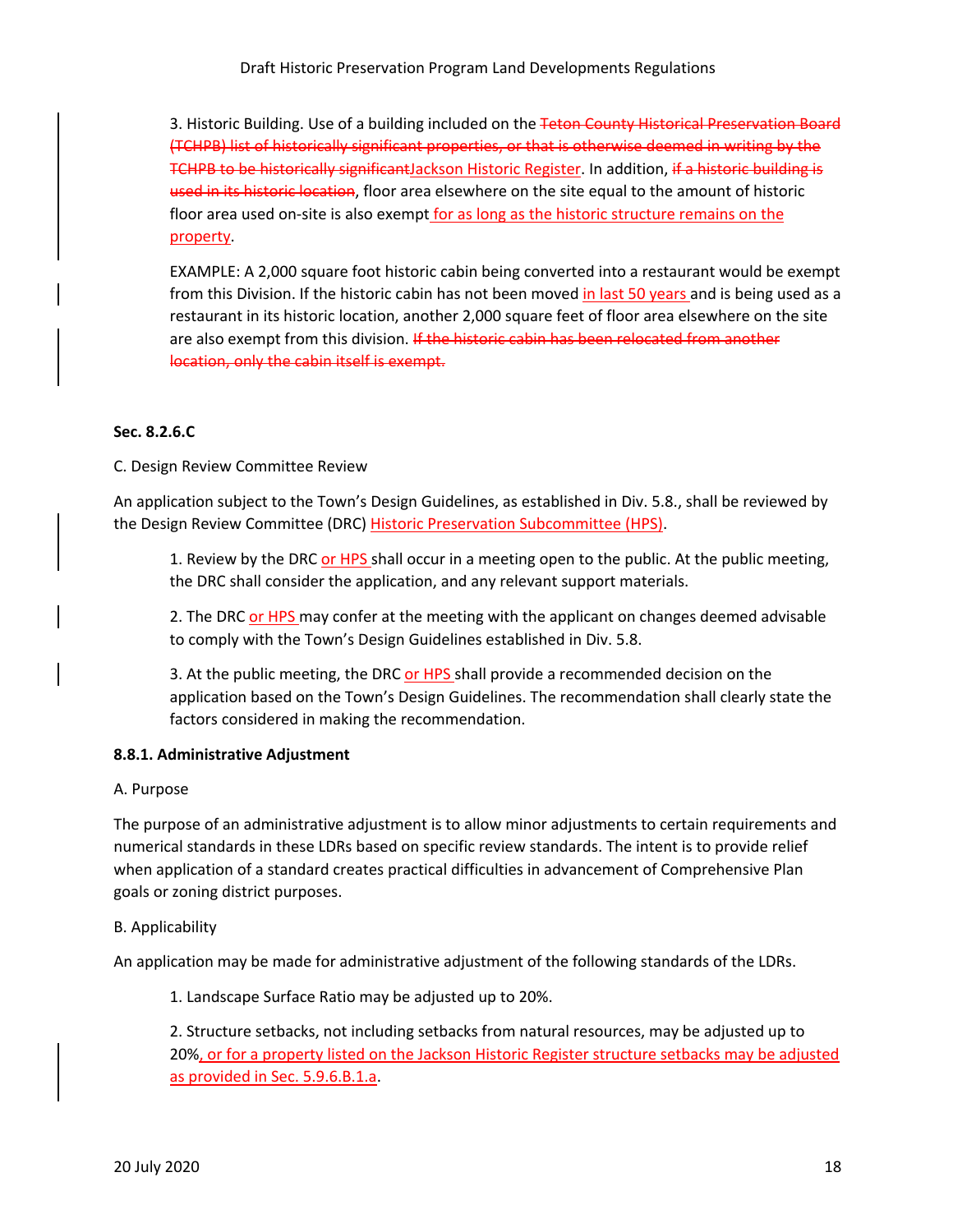3. Historic Building. Use of a building included on the ~~Teton County Historical Preservation Board (TCHPB) list of historically significant properties, or that is otherwise deemed in writing by the TCHPB to be historically significant~~Jackson Historic Register. In addition, ~~if a historic building is used in its historic location~~, floor area elsewhere on the site equal to the amount of historic floor area used on-site is also exempt for as long as the historic structure remains on the property.

EXAMPLE: A 2,000 square foot historic cabin being converted into a restaurant would be exempt from this Division. If the historic cabin has not been moved in last 50 years and is being used as a restaurant in its historic location, another 2,000 square feet of floor area elsewhere on the site are also exempt from this division. ~~If the historic cabin has been relocated from another location, only the cabin itself is exempt.~~

**Sec. 8.2.6.C**

C. Design Review Committee Review

An application subject to the Town's Design Guidelines, as established in Div. 5.8., shall be reviewed by the Design Review Committee (DRC) Historic Preservation Subcommittee (HPS).

1. Review by the DRC or HPS shall occur in a meeting open to the public. At the public meeting, the DRC shall consider the application, and any relevant support materials.

2. The DRC or HPS may confer at the meeting with the applicant on changes deemed advisable to comply with the Town's Design Guidelines established in Div. 5.8.

3. At the public meeting, the DRC or HPS shall provide a recommended decision on the application based on the Town's Design Guidelines. The recommendation shall clearly state the factors considered in making the recommendation.

**8.8.1. Administrative Adjustment**

A. Purpose

The purpose of an administrative adjustment is to allow minor adjustments to certain requirements and numerical standards in these LDRs based on specific review standards. The intent is to provide relief when application of a standard creates practical difficulties in advancement of Comprehensive Plan goals or zoning district purposes.

B. Applicability

An application may be made for administrative adjustment of the following standards of the LDRs.

1. Landscape Surface Ratio may be adjusted up to 20%.

2. Structure setbacks, not including setbacks from natural resources, may be adjusted up to 20%, or for a property listed on the Jackson Historic Register structure setbacks may be adjusted as provided in Sec. 5.9.6.B.1.a.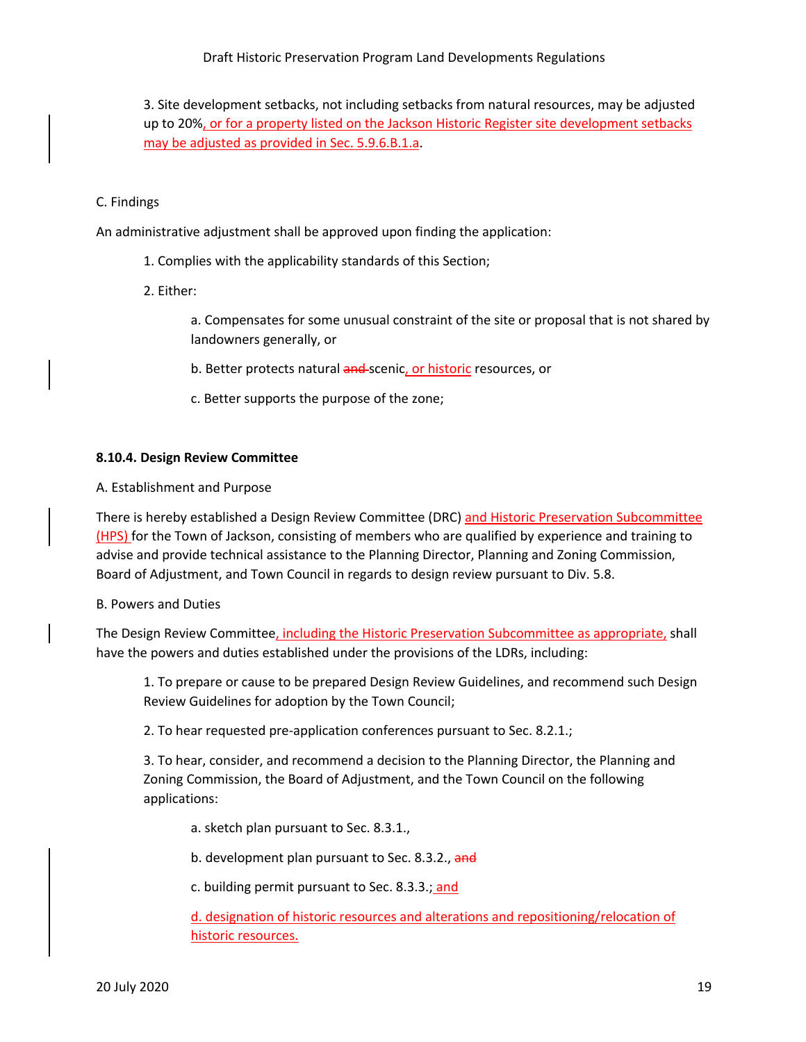3. Site development setbacks, not including setbacks from natural resources, may be adjusted up to 20%, or for a property listed on the Jackson Historic Register site development setbacks may be adjusted as provided in Sec. 5.9.6.B.1.a.

C. Findings

An administrative adjustment shall be approved upon finding the application:

1. Complies with the applicability standards of this Section;

2. Either:

a. Compensates for some unusual constraint of the site or proposal that is not shared by landowners generally, or

b. Better protects natural ~~and~~ scenic, or historic resources, or

c. Better supports the purpose of the zone;

**8.10.4. Design Review Committee**

A. Establishment and Purpose

There is hereby established a Design Review Committee (DRC) and Historic Preservation Subcommittee (HPS) for the Town of Jackson, consisting of members who are qualified by experience and training to advise and provide technical assistance to the Planning Director, Planning and Zoning Commission, Board of Adjustment, and Town Council in regards to design review pursuant to Div. 5.8.

B. Powers and Duties

The Design Review Committee, including the Historic Preservation Subcommittee as appropriate, shall have the powers and duties established under the provisions of the LDRs, including:

1. To prepare or cause to be prepared Design Review Guidelines, and recommend such Design Review Guidelines for adoption by the Town Council;

2. To hear requested pre-application conferences pursuant to Sec. 8.2.1.;

3. To hear, consider, and recommend a decision to the Planning Director, the Planning and Zoning Commission, the Board of Adjustment, and the Town Council on the following applications:

a. sketch plan pursuant to Sec. 8.3.1.,

b. development plan pursuant to Sec. 8.3.2., ~~and~~

c. building permit pursuant to Sec. 8.3.3.; and

d. designation of historic resources and alterations and repositioning/relocation of historic resources.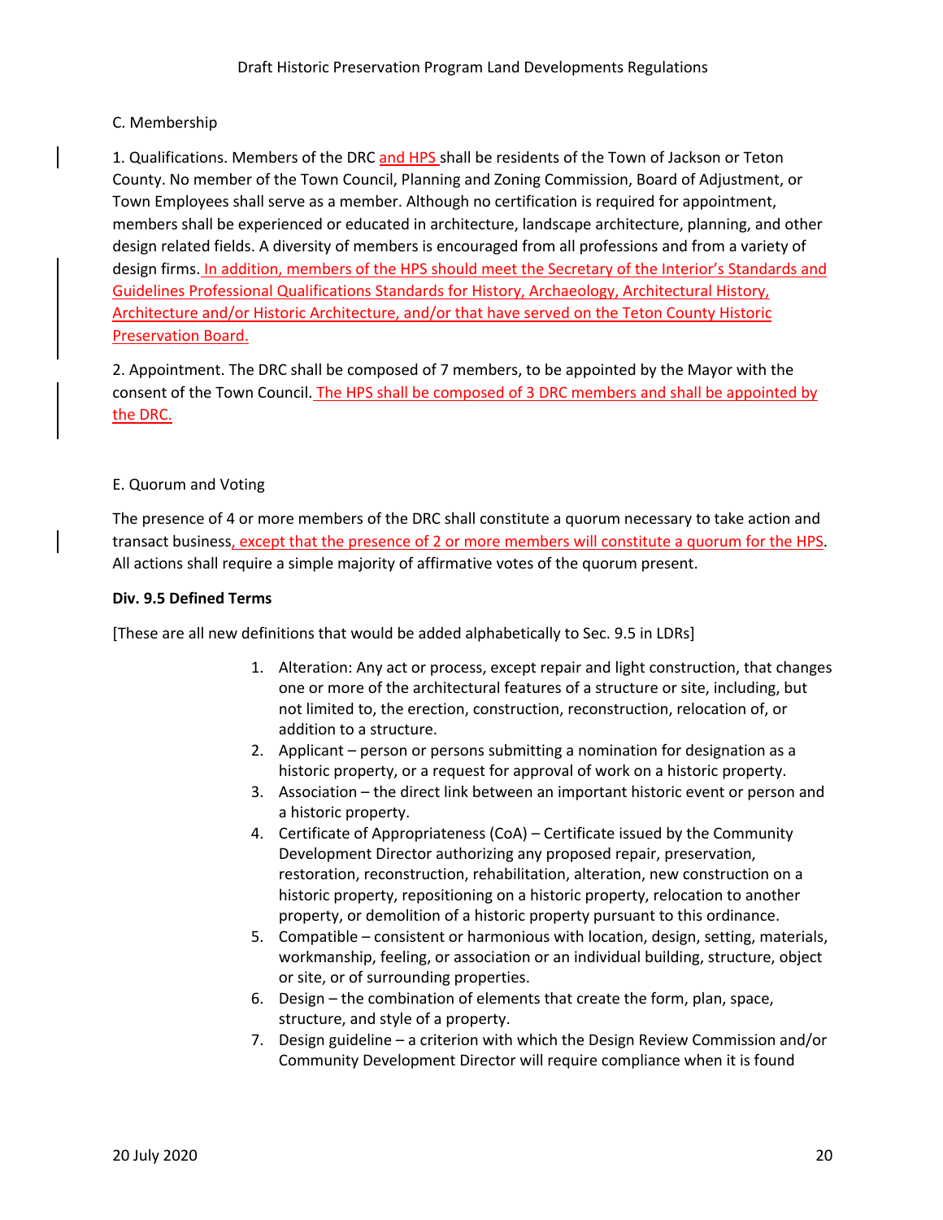C. Membership

1. Qualifications. Members of the DRC and HPS shall be residents of the Town of Jackson or Teton County. No member of the Town Council, Planning and Zoning Commission, Board of Adjustment, or Town Employees shall serve as a member. Although no certification is required for appointment, members shall be experienced or educated in architecture, landscape architecture, planning, and other design related fields. A diversity of members is encouraged from all professions and from a variety of design firms. In addition, members of the HPS should meet the Secretary of the Interior's Standards and Guidelines Professional Qualifications Standards for History, Archaeology, Architectural History, Architecture and/or Historic Architecture, and/or that have served on the Teton County Historic Preservation Board.

2. Appointment. The DRC shall be composed of 7 members, to be appointed by the Mayor with the consent of the Town Council. The HPS shall be composed of 3 DRC members and shall be appointed by the DRC.

E. Quorum and Voting

The presence of 4 or more members of the DRC shall constitute a quorum necessary to take action and transact business, except that the presence of 2 or more members will constitute a quorum for the HPS. All actions shall require a simple majority of affirmative votes of the quorum present.

**Div. 9.5 Defined Terms**

[These are all new definitions that would be added alphabetically to Sec. 9.5 in LDRs]

1. Alteration: Any act or process, except repair and light construction, that changes one or more of the architectural features of a structure or site, including, but not limited to, the erection, construction, reconstruction, relocation of, or addition to a structure.
2. Applicant – person or persons submitting a nomination for designation as a historic property, or a request for approval of work on a historic property.
3. Association – the direct link between an important historic event or person and a historic property.
4. Certificate of Appropriateness (CoA) – Certificate issued by the Community Development Director authorizing any proposed repair, preservation, restoration, reconstruction, rehabilitation, alteration, new construction on a historic property, repositioning on a historic property, relocation to another property, or demolition of a historic property pursuant to this ordinance.
5. Compatible – consistent or harmonious with location, design, setting, materials, workmanship, feeling, or association or an individual building, structure, object or site, or of surrounding properties.
6. Design – the combination of elements that create the form, plan, space, structure, and style of a property.
7. Design guideline – a criterion with which the Design Review Commission and/or Community Development Director will require compliance when it is found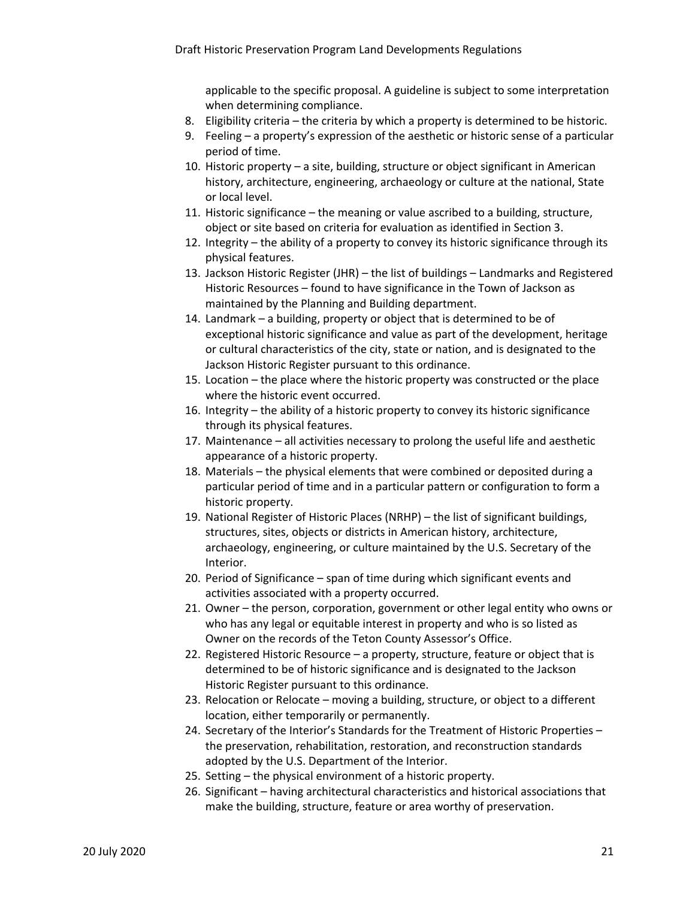applicable to the specific proposal. A guideline is subject to some interpretation when determining compliance.

8. Eligibility criteria – the criteria by which a property is determined to be historic.
9. Feeling – a property's expression of the aesthetic or historic sense of a particular period of time.
10. Historic property – a site, building, structure or object significant in American history, architecture, engineering, archaeology or culture at the national, State or local level.
11. Historic significance – the meaning or value ascribed to a building, structure, object or site based on criteria for evaluation as identified in Section 3.
12. Integrity – the ability of a property to convey its historic significance through its physical features.
13. Jackson Historic Register (JHR) – the list of buildings – Landmarks and Registered Historic Resources – found to have significance in the Town of Jackson as maintained by the Planning and Building department.
14. Landmark – a building, property or object that is determined to be of exceptional historic significance and value as part of the development, heritage or cultural characteristics of the city, state or nation, and is designated to the Jackson Historic Register pursuant to this ordinance.
15. Location – the place where the historic property was constructed or the place where the historic event occurred.
16. Integrity – the ability of a historic property to convey its historic significance through its physical features.
17. Maintenance – all activities necessary to prolong the useful life and aesthetic appearance of a historic property.
18. Materials – the physical elements that were combined or deposited during a particular period of time and in a particular pattern or configuration to form a historic property.
19. National Register of Historic Places (NRHP) – the list of significant buildings, structures, sites, objects or districts in American history, architecture, archaeology, engineering, or culture maintained by the U.S. Secretary of the Interior.
20. Period of Significance – span of time during which significant events and activities associated with a property occurred.
21. Owner – the person, corporation, government or other legal entity who owns or who has any legal or equitable interest in property and who is so listed as Owner on the records of the Teton County Assessor's Office.
22. Registered Historic Resource – a property, structure, feature or object that is determined to be of historic significance and is designated to the Jackson Historic Register pursuant to this ordinance.
23. Relocation or Relocate – moving a building, structure, or object to a different location, either temporarily or permanently.
24. Secretary of the Interior's Standards for the Treatment of Historic Properties – the preservation, rehabilitation, restoration, and reconstruction standards adopted by the U.S. Department of the Interior.
25. Setting – the physical environment of a historic property.
26. Significant – having architectural characteristics and historical associations that make the building, structure, feature or area worthy of preservation.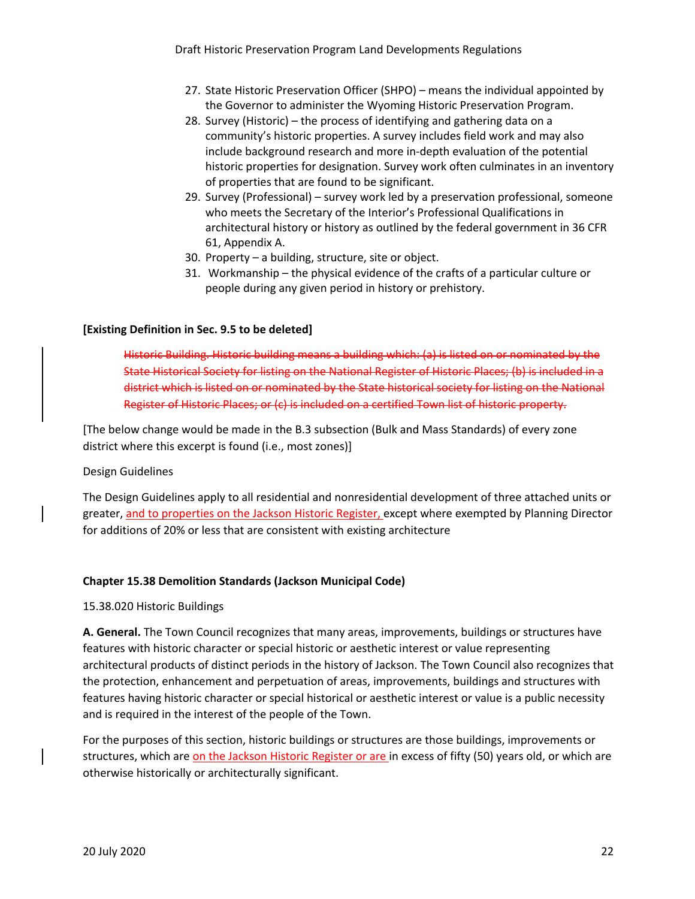27. State Historic Preservation Officer (SHPO) – means the individual appointed by the Governor to administer the Wyoming Historic Preservation Program.
28. Survey (Historic) – the process of identifying and gathering data on a community's historic properties. A survey includes field work and may also include background research and more in-depth evaluation of the potential historic properties for designation. Survey work often culminates in an inventory of properties that are found to be significant.
29. Survey (Professional) – survey work led by a preservation professional, someone who meets the Secretary of the Interior's Professional Qualifications in architectural history or history as outlined by the federal government in 36 CFR 61, Appendix A.
30. Property – a building, structure, site or object.
31. Workmanship – the physical evidence of the crafts of a particular culture or people during any given period in history or prehistory.

**[Existing Definition in Sec. 9.5 to be deleted]**

> ~~Historic Building. Historic building means a building which: (a) is listed on or nominated by the State Historical Society for listing on the National Register of Historic Places; (b) is included in a district which is listed on or nominated by the State historical society for listing on the National Register of Historic Places; or (c) is included on a certified Town list of historic property.~~

[The below change would be made in the B.3 subsection (Bulk and Mass Standards) of every zone district where this excerpt is found (i.e., most zones)]

Design Guidelines

The Design Guidelines apply to all residential and nonresidential development of three attached units or greater, <u>and to properties on the Jackson Historic Register,</u> except where exempted by Planning Director for additions of 20% or less that are consistent with existing architecture

**Chapter 15.38 Demolition Standards (Jackson Municipal Code)**

15.38.020 Historic Buildings

**A. General.** The Town Council recognizes that many areas, improvements, buildings or structures have features with historic character or special historic or aesthetic interest or value representing architectural products of distinct periods in the history of Jackson. The Town Council also recognizes that the protection, enhancement and perpetuation of areas, improvements, buildings and structures with features having historic character or special historical or aesthetic interest or value is a public necessity and is required in the interest of the people of the Town.

For the purposes of this section, historic buildings or structures are those buildings, improvements or structures, which are <u>on the Jackson Historic Register or are</u> in excess of fifty (50) years old, or which are otherwise historically or architecturally significant.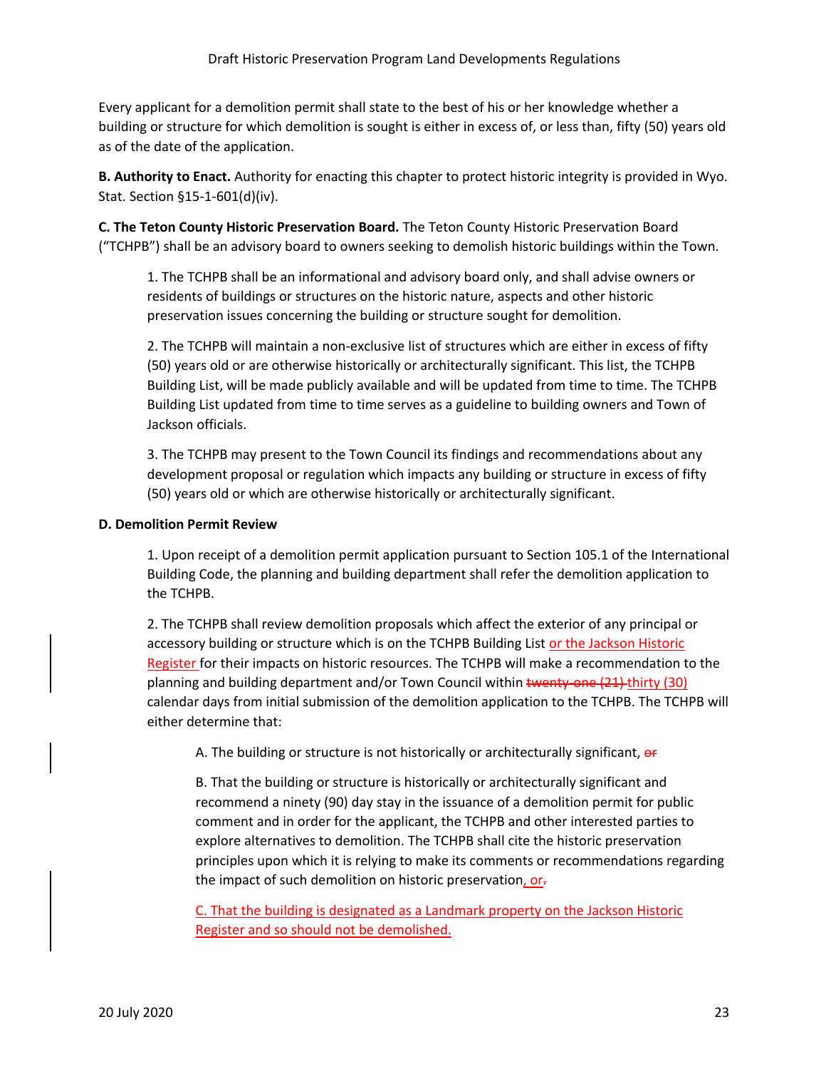Every applicant for a demolition permit shall state to the best of his or her knowledge whether a building or structure for which demolition is sought is either in excess of, or less than, fifty (50) years old as of the date of the application.

**B. Authority to Enact.** Authority for enacting this chapter to protect historic integrity is provided in Wyo. Stat. Section §15-1-601(d)(iv).

**C. The Teton County Historic Preservation Board.** The Teton County Historic Preservation Board ("TCHPB") shall be an advisory board to owners seeking to demolish historic buildings within the Town.

1. The TCHPB shall be an informational and advisory board only, and shall advise owners or residents of buildings or structures on the historic nature, aspects and other historic preservation issues concerning the building or structure sought for demolition.

2. The TCHPB will maintain a non-exclusive list of structures which are either in excess of fifty (50) years old or are otherwise historically or architecturally significant. This list, the TCHPB Building List, will be made publicly available and will be updated from time to time. The TCHPB Building List updated from time to time serves as a guideline to building owners and Town of Jackson officials.

3. The TCHPB may present to the Town Council its findings and recommendations about any development proposal or regulation which impacts any building or structure in excess of fifty (50) years old or which are otherwise historically or architecturally significant.

**D. Demolition Permit Review**

1. Upon receipt of a demolition permit application pursuant to Section 105.1 of the International Building Code, the planning and building department shall refer the demolition application to the TCHPB.

2. The TCHPB shall review demolition proposals which affect the exterior of any principal or accessory building or structure which is on the TCHPB Building List or the Jackson Historic Register for their impacts on historic resources. The TCHPB will make a recommendation to the planning and building department and/or Town Council within ~~twenty-one (21)~~ thirty (30) calendar days from initial submission of the demolition application to the TCHPB. The TCHPB will either determine that:

A. The building or structure is not historically or architecturally significant, ~~or~~

B. That the building or structure is historically or architecturally significant and recommend a ninety (90) day stay in the issuance of a demolition permit for public comment and in order for the applicant, the TCHPB and other interested parties to explore alternatives to demolition. The TCHPB shall cite the historic preservation principles upon which it is relying to make its comments or recommendations regarding the impact of such demolition on historic preservation, or~~.~~

C. That the building is designated as a Landmark property on the Jackson Historic Register and so should not be demolished.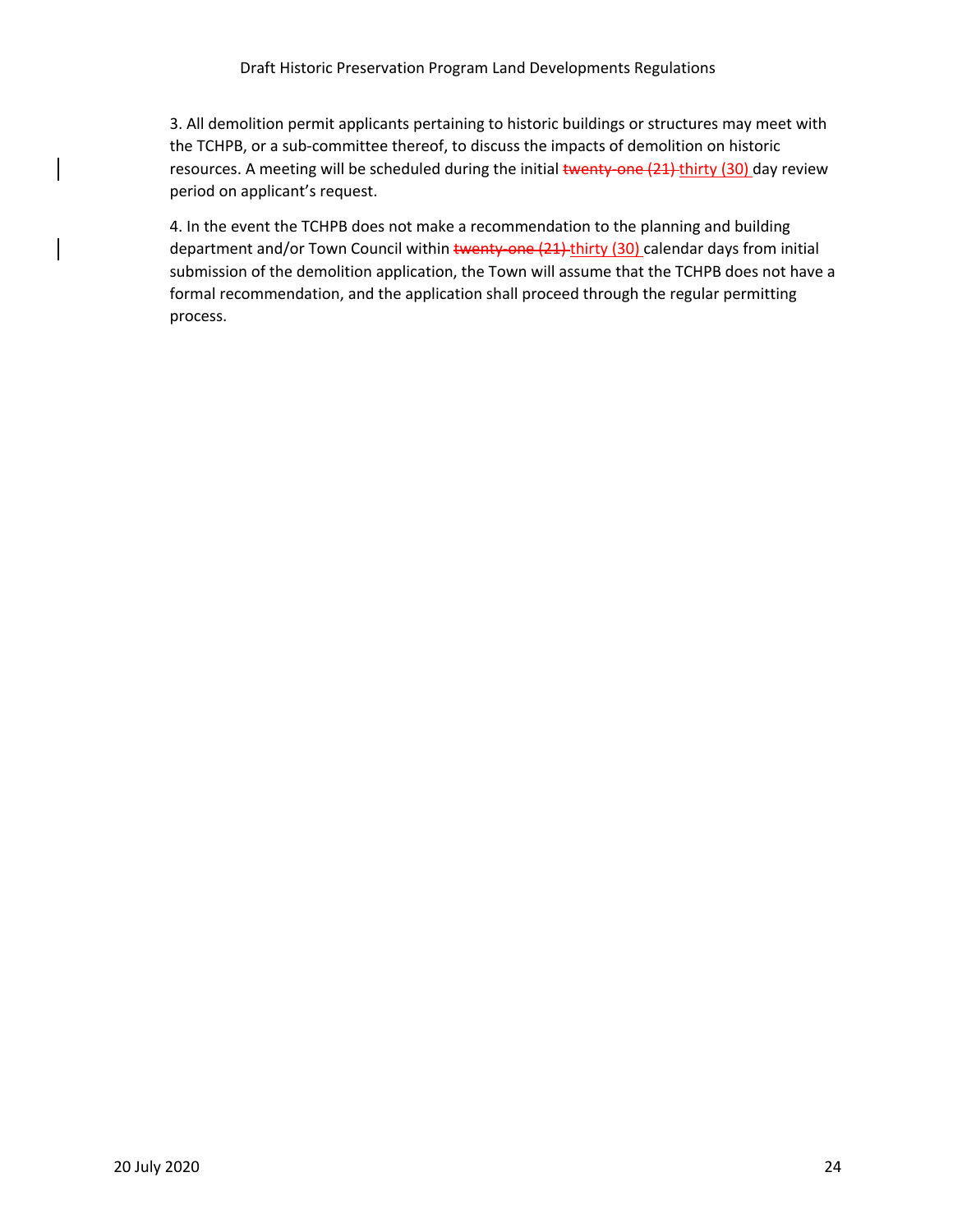3. All demolition permit applicants pertaining to historic buildings or structures may meet with the TCHPB, or a sub-committee thereof, to discuss the impacts of demolition on historic resources. A meeting will be scheduled during the initial ~~twenty-one (21)~~ thirty (30) day review period on applicant's request.

4. In the event the TCHPB does not make a recommendation to the planning and building department and/or Town Council within ~~twenty-one (21)~~ thirty (30) calendar days from initial submission of the demolition application, the Town will assume that the TCHPB does not have a formal recommendation, and the application shall proceed through the regular permitting process.